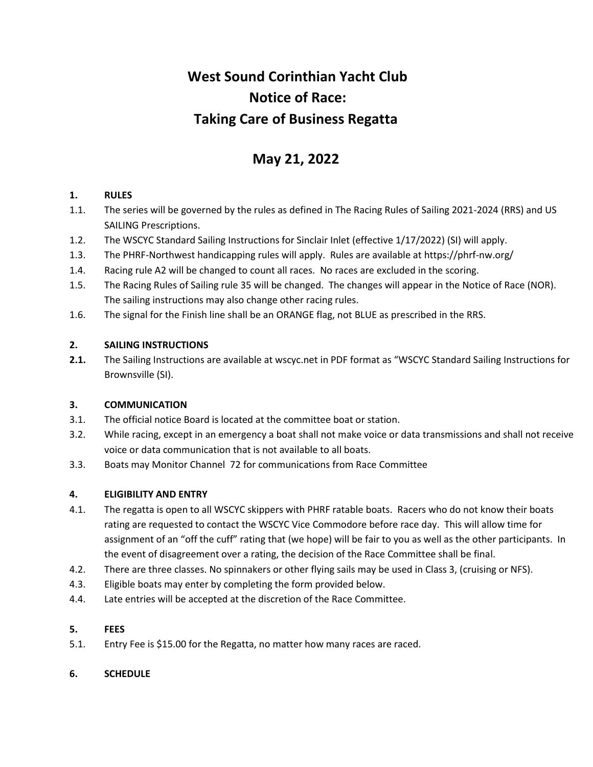# West Sound Corinthian Yacht Club
# Notice of Race:
# Taking Care of Business Regatta

## May 21, 2022

### 1. RULES

1.1. The series will be governed by the rules as defined in The Racing Rules of Sailing 2021-2024 (RRS) and US SAILING Prescriptions.

1.2. The WSCYC Standard Sailing Instructions for Sinclair Inlet (effective 1/17/2022) (SI) will apply.

1.3. The PHRF-Northwest handicapping rules will apply. Rules are available at https://phrf-nw.org/

1.4. Racing rule A2 will be changed to count all races. No races are excluded in the scoring.

1.5. The Racing Rules of Sailing rule 35 will be changed. The changes will appear in the Notice of Race (NOR). The sailing instructions may also change other racing rules.

1.6. The signal for the Finish line shall be an ORANGE flag, not BLUE as prescribed in the RRS.

### 2. SAILING INSTRUCTIONS

**2.1.** The Sailing Instructions are available at wscyc.net in PDF format as "WSCYC Standard Sailing Instructions for Brownsville (SI).

### 3. COMMUNICATION

3.1. The official notice Board is located at the committee boat or station.

3.2. While racing, except in an emergency a boat shall not make voice or data transmissions and shall not receive voice or data communication that is not available to all boats.

3.3. Boats may Monitor Channel 72 for communications from Race Committee

### 4. ELIGIBILITY AND ENTRY

4.1. The regatta is open to all WSCYC skippers with PHRF ratable boats. Racers who do not know their boats rating are requested to contact the WSCYC Vice Commodore before race day. This will allow time for assignment of an "off the cuff" rating that (we hope) will be fair to you as well as the other participants. In the event of disagreement over a rating, the decision of the Race Committee shall be final.

4.2. There are three classes. No spinnakers or other flying sails may be used in Class 3, (cruising or NFS).

4.3. Eligible boats may enter by completing the form provided below.

4.4. Late entries will be accepted at the discretion of the Race Committee.

### 5. FEES

5.1. Entry Fee is $15.00 for the Regatta, no matter how many races are raced.

### 6. SCHEDULE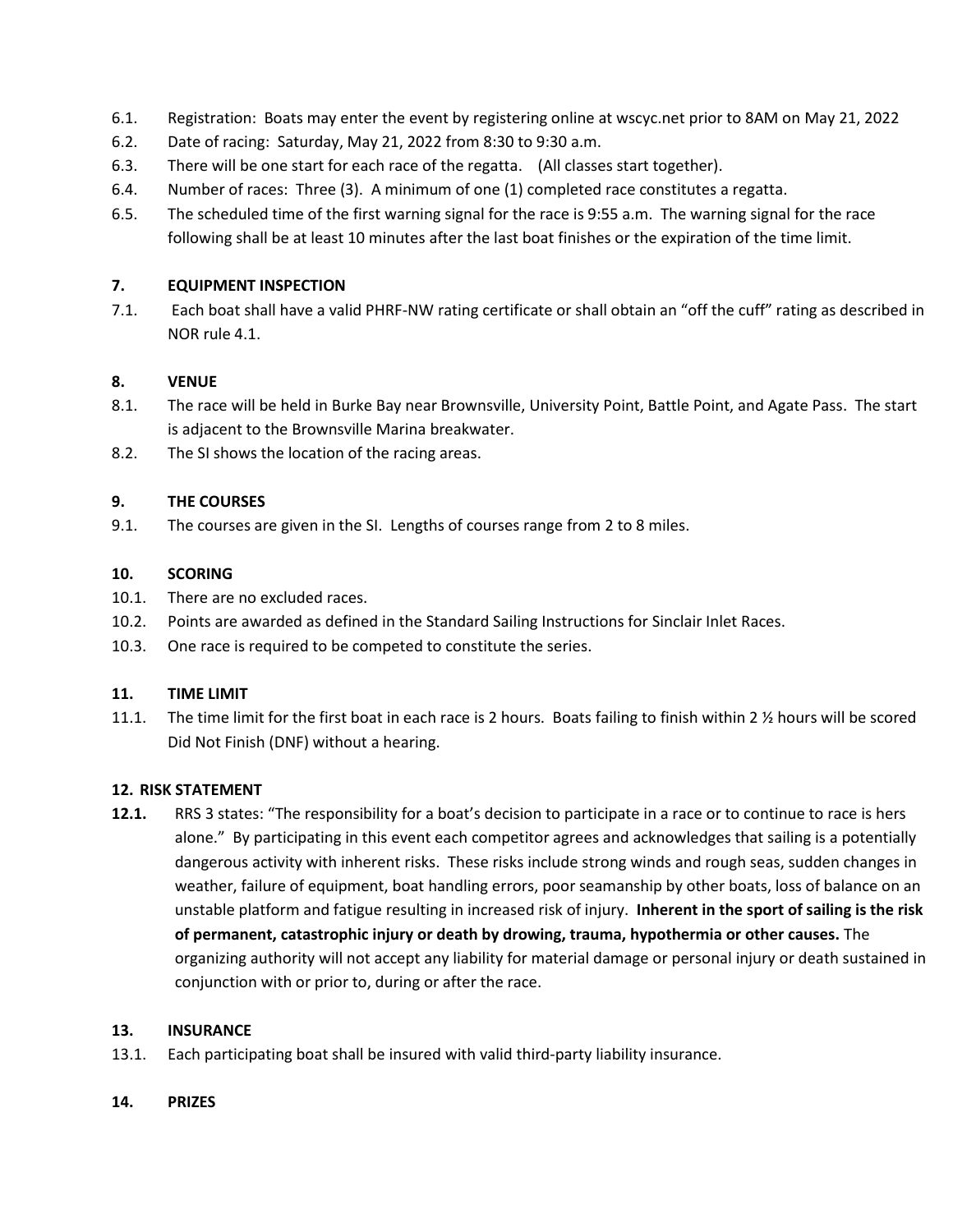6.1. Registration: Boats may enter the event by registering online at wscyc.net prior to 8AM on May 21, 2022

6.2. Date of racing: Saturday, May 21, 2022 from 8:30 to 9:30 a.m.

6.3. There will be one start for each race of the regatta. (All classes start together).

6.4. Number of races: Three (3). A minimum of one (1) completed race constitutes a regatta.

6.5. The scheduled time of the first warning signal for the race is 9:55 a.m. The warning signal for the race following shall be at least 10 minutes after the last boat finishes or the expiration of the time limit.

## 7. EQUIPMENT INSPECTION

7.1. Each boat shall have a valid PHRF-NW rating certificate or shall obtain an "off the cuff" rating as described in NOR rule 4.1.

## 8. VENUE

8.1. The race will be held in Burke Bay near Brownsville, University Point, Battle Point, and Agate Pass. The start is adjacent to the Brownsville Marina breakwater.

8.2. The SI shows the location of the racing areas.

## 9. THE COURSES

9.1. The courses are given in the SI. Lengths of courses range from 2 to 8 miles.

## 10. SCORING

10.1. There are no excluded races.

10.2. Points are awarded as defined in the Standard Sailing Instructions for Sinclair Inlet Races.

10.3. One race is required to be competed to constitute the series.

## 11. TIME LIMIT

11.1. The time limit for the first boat in each race is 2 hours. Boats failing to finish within 2 ½ hours will be scored Did Not Finish (DNF) without a hearing.

## 12. RISK STATEMENT

**12.1.** RRS 3 states: "The responsibility for a boat's decision to participate in a race or to continue to race is hers alone." By participating in this event each competitor agrees and acknowledges that sailing is a potentially dangerous activity with inherent risks. These risks include strong winds and rough seas, sudden changes in weather, failure of equipment, boat handling errors, poor seamanship by other boats, loss of balance on an unstable platform and fatigue resulting in increased risk of injury. **Inherent in the sport of sailing is the risk of permanent, catastrophic injury or death by drowing, trauma, hypothermia or other causes.** The organizing authority will not accept any liability for material damage or personal injury or death sustained in conjunction with or prior to, during or after the race.

## 13. INSURANCE

13.1. Each participating boat shall be insured with valid third-party liability insurance.

## 14. PRIZES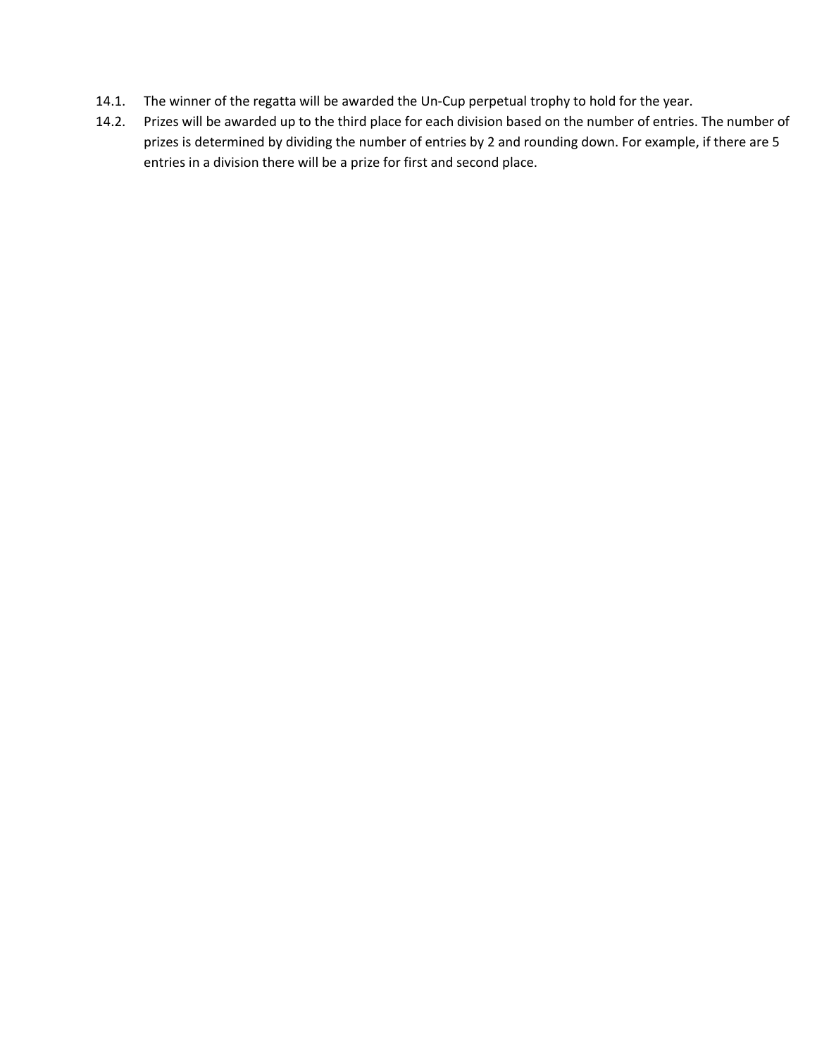14.1. The winner of the regatta will be awarded the Un-Cup perpetual trophy to hold for the year.

14.2. Prizes will be awarded up to the third place for each division based on the number of entries. The number of prizes is determined by dividing the number of entries by 2 and rounding down. For example, if there are 5 entries in a division there will be a prize for first and second place.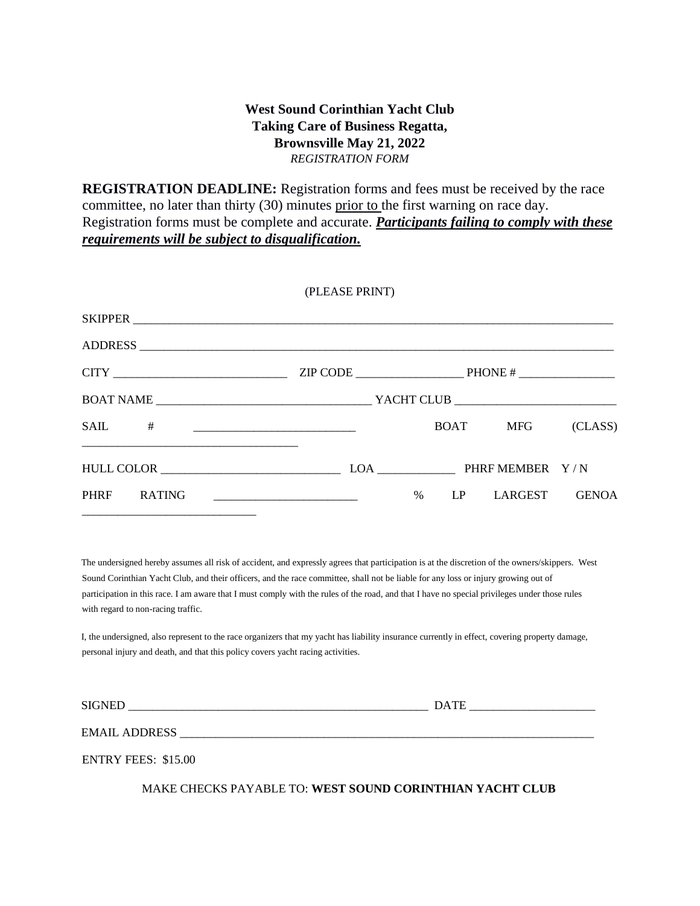**West Sound Corinthian Yacht Club**
**Taking Care of Business Regatta,**
**Brownsville May 21, 2022**
*REGISTRATION FORM*

**REGISTRATION DEADLINE:** Registration forms and fees must be received by the race committee, no later than thirty (30) minutes prior to the first warning on race day. Registration forms must be complete and accurate. ***Participants failing to comply with these requirements will be subject to disqualification.***

(PLEASE PRINT)

SKIPPER ____________________________________________________________________________

ADDRESS ____________________________________________________________________________

CITY __________________________ ZIP CODE ________________ PHONE # _______________

BOAT NAME ________________________________ YACHT CLUB _________________________

SAIL # ________________________ BOAT MFG (CLASS) ________________________________

HULL COLOR ___________________________ LOA ___________ PHRF MEMBER Y / N

PHRF RATING _____________________ % LP LARGEST GENOA __________________________

The undersigned hereby assumes all risk of accident, and expressly agrees that participation is at the discretion of the owners/skippers. West Sound Corinthian Yacht Club, and their officers, and the race committee, shall not be liable for any loss or injury growing out of participation in this race. I am aware that I must comply with the rules of the road, and that I have no special privileges under those rules with regard to non-racing traffic.

I, the undersigned, also represent to the race organizers that my yacht has liability insurance currently in effect, covering property damage, personal injury and death, and that this policy covers yacht racing activities.

SIGNED ______________________________________________ DATE ___________________

EMAIL ADDRESS ____________________________________________________________________

ENTRY FEES: $15.00

MAKE CHECKS PAYABLE TO: **WEST SOUND CORINTHIAN YACHT CLUB**